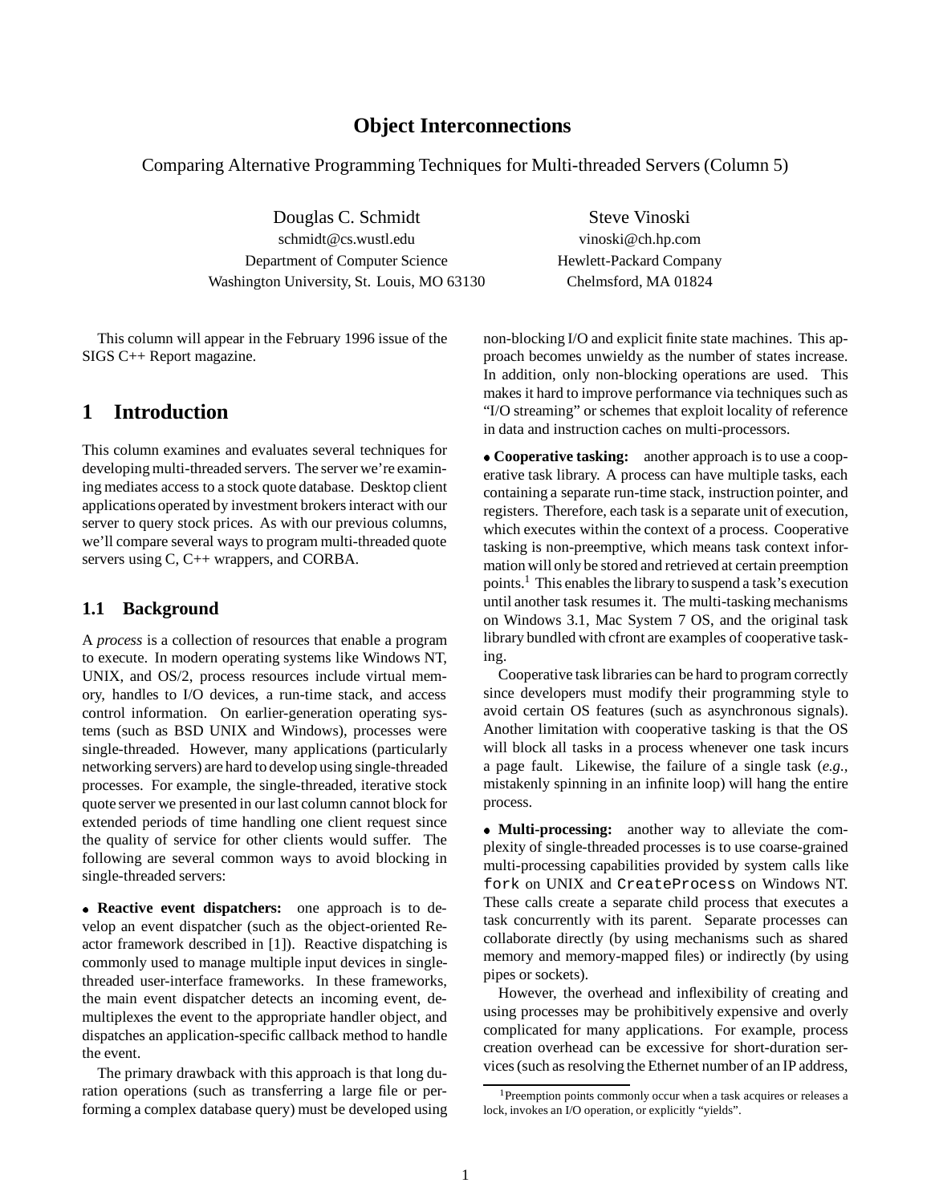# Object Interconnections

Comparing Alternative Programming Techniques for Multi-threaded Servers (Column 5)

Douglas C. Schmidt
schmidt@cs.wustl.edu
Department of Computer Science
Washington University, St. Louis, MO 63130

Steve Vinoski
vinoski@ch.hp.com
Hewlett-Packard Company
Chelmsford, MA 01824

This column will appear in the February 1996 issue of the SIGS C++ Report magazine.

## 1 Introduction

This column examines and evaluates several techniques for developing multi-threaded servers. The server we're examining mediates access to a stock quote database. Desktop client applications operated by investment brokers interact with our server to query stock prices. As with our previous columns, we'll compare several ways to program multi-threaded quote servers using C, C++ wrappers, and CORBA.

### 1.1 Background

A *process* is a collection of resources that enable a program to execute. In modern operating systems like Windows NT, UNIX, and OS/2, process resources include virtual memory, handles to I/O devices, a run-time stack, and access control information. On earlier-generation operating systems (such as BSD UNIX and Windows), processes were single-threaded. However, many applications (particularly networking servers) are hard to develop using single-threaded processes. For example, the single-threaded, iterative stock quote server we presented in our last column cannot block for extended periods of time handling one client request since the quality of service for other clients would suffer. The following are several common ways to avoid blocking in single-threaded servers:

- **Reactive event dispatchers:** one approach is to develop an event dispatcher (such as the object-oriented Reactor framework described in [1]). Reactive dispatching is commonly used to manage multiple input devices in single-threaded user-interface frameworks. In these frameworks, the main event dispatcher detects an incoming event, demultiplexes the event to the appropriate handler object, and dispatches an application-specific callback method to handle the event.

  The primary drawback with this approach is that long duration operations (such as transferring a large file or performing a complex database query) must be developed using non-blocking I/O and explicit finite state machines. This approach becomes unwieldy as the number of states increase. In addition, only non-blocking operations are used. This makes it hard to improve performance via techniques such as "I/O streaming" or schemes that exploit locality of reference in data and instruction caches on multi-processors.

- **Cooperative tasking:** another approach is to use a cooperative task library. A process can have multiple tasks, each containing a separate run-time stack, instruction pointer, and registers. Therefore, each task is a separate unit of execution, which executes within the context of a process. Cooperative tasking is non-preemptive, which means task context information will only be stored and retrieved at certain preemption points.[1] This enables the library to suspend a task's execution until another task resumes it. The multi-tasking mechanisms on Windows 3.1, Mac System 7 OS, and the original task library bundled with cfront are examples of cooperative tasking.

  Cooperative task libraries can be hard to program correctly since developers must modify their programming style to avoid certain OS features (such as asynchronous signals). Another limitation with cooperative tasking is that the OS will block all tasks in a process whenever one task incurs a page fault. Likewise, the failure of a single task (*e.g.*, mistakenly spinning in an infinite loop) will hang the entire process.

- **Multi-processing:** another way to alleviate the complexity of single-threaded processes is to use coarse-grained multi-processing capabilities provided by system calls like `fork` on UNIX and `CreateProcess` on Windows NT. These calls create a separate child process that executes a task concurrently with its parent. Separate processes can collaborate directly (by using mechanisms such as shared memory and memory-mapped files) or indirectly (by using pipes or sockets).

  However, the overhead and inflexibility of creating and using processes may be prohibitively expensive and overly complicated for many applications. For example, process creation overhead can be excessive for short-duration services (such as resolving the Ethernet number of an IP address,

[1] Preemption points commonly occur when a task acquires or releases a lock, invokes an I/O operation, or explicitly "yields".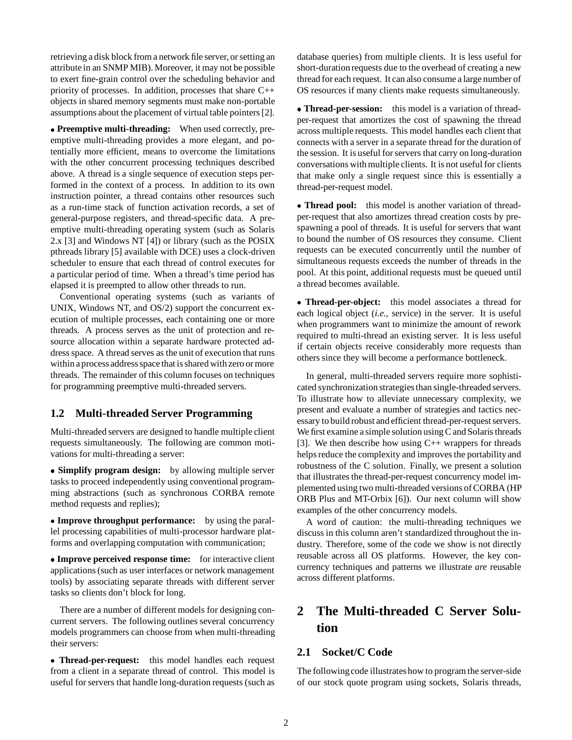retrieving a disk block from a network file server, or setting an attribute in an SNMP MIB). Moreover, it may not be possible to exert fine-grain control over the scheduling behavior and priority of processes. In addition, processes that share C++ objects in shared memory segments must make non-portable assumptions about the placement of virtual table pointers [2].

- **Preemptive multi-threading:** When used correctly, preemptive multi-threading provides a more elegant, and potentially more efficient, means to overcome the limitations with the other concurrent processing techniques described above. A thread is a single sequence of execution steps performed in the context of a process. In addition to its own instruction pointer, a thread contains other resources such as a run-time stack of function activation records, a set of general-purpose registers, and thread-specific data. A preemptive multi-threading operating system (such as Solaris 2.x [3] and Windows NT [4]) or library (such as the POSIX pthreads library [5] available with DCE) uses a clock-driven scheduler to ensure that each thread of control executes for a particular period of time. When a thread's time period has elapsed it is preempted to allow other threads to run.

Conventional operating systems (such as variants of UNIX, Windows NT, and OS/2) support the concurrent execution of multiple processes, each containing one or more threads. A process serves as the unit of protection and resource allocation within a separate hardware protected address space. A thread serves as the unit of execution that runs within a process address space that is shared with zero or more threads. The remainder of this column focuses on techniques for programming preemptive multi-threaded servers.

### 1.2 Multi-threaded Server Programming

Multi-threaded servers are designed to handle multiple client requests simultaneously. The following are common motivations for multi-threading a server:

- **Simplify program design:** by allowing multiple server tasks to proceed independently using conventional programming abstractions (such as synchronous CORBA remote method requests and replies);
- **Improve throughput performance:** by using the parallel processing capabilities of multi-processor hardware platforms and overlapping computation with communication;
- **Improve perceived response time:** for interactive client applications (such as user interfaces or network management tools) by associating separate threads with different server tasks so clients don't block for long.

There are a number of different models for designing concurrent servers. The following outlines several concurrency models programmers can choose from when multi-threading their servers:

- **Thread-per-request:** this model handles each request from a client in a separate thread of control. This model is useful for servers that handle long-duration requests (such as database queries) from multiple clients. It is less useful for short-duration requests due to the overhead of creating a new thread for each request. It can also consume a large number of OS resources if many clients make requests simultaneously.
- **Thread-per-session:** this model is a variation of thread-per-request that amortizes the cost of spawning the thread across multiple requests. This model handles each client that connects with a server in a separate thread for the duration of the session. It is useful for servers that carry on long-duration conversations with multiple clients. It is not useful for clients that make only a single request since this is essentially a thread-per-request model.
- **Thread pool:** this model is another variation of thread-per-request that also amortizes thread creation costs by prespawning a pool of threads. It is useful for servers that want to bound the number of OS resources they consume. Client requests can be executed concurrently until the number of simultaneous requests exceeds the number of threads in the pool. At this point, additional requests must be queued until a thread becomes available.
- **Thread-per-object:** this model associates a thread for each logical object (*i.e.*, service) in the server. It is useful when programmers want to minimize the amount of rework required to multi-thread an existing server. It is less useful if certain objects receive considerably more requests than others since they will become a performance bottleneck.

In general, multi-threaded servers require more sophisticated synchronization strategies than single-threaded servers. To illustrate how to alleviate unnecessary complexity, we present and evaluate a number of strategies and tactics necessary to build robust and efficient thread-per-request servers. We first examine a simple solution using C and Solaris threads [3]. We then describe how using C++ wrappers for threads helps reduce the complexity and improves the portability and robustness of the C solution. Finally, we present a solution that illustrates the thread-per-request concurrency model implemented using two multi-threaded versions of CORBA (HP ORB Plus and MT-Orbix [6]). Our next column will show examples of the other concurrency models.

A word of caution: the multi-threading techniques we discuss in this column aren't standardized throughout the industry. Therefore, some of the code we show is not directly reusable across all OS platforms. However, the key concurrency techniques and patterns we illustrate *are* reusable across different platforms.

## 2 The Multi-threaded C Server Solution

### 2.1 Socket/C Code

The following code illustrates how to program the server-side of our stock quote program using sockets, Solaris threads,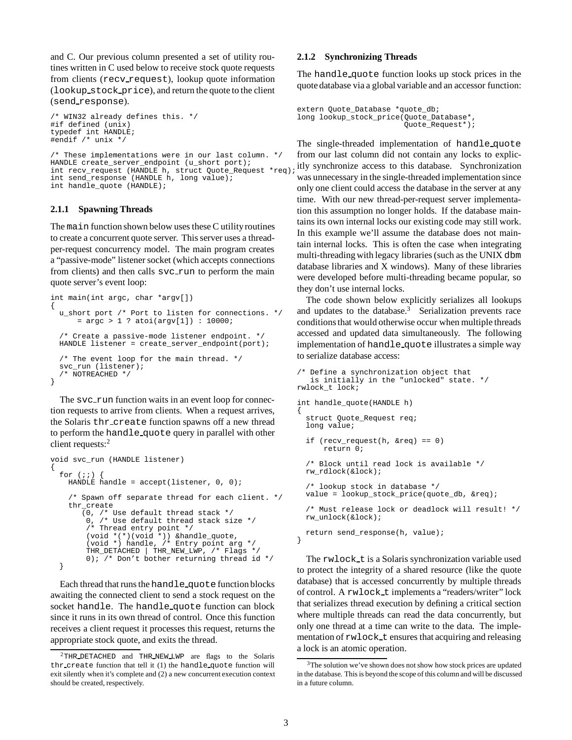and C. Our previous column presented a set of utility routines written in C used below to receive stock quote requests from clients (recv_request), lookup quote information (lookup_stock_price), and return the quote to the client (send_response).

```
/* WIN32 already defines this. */
#if defined (unix)
typedef int HANDLE;
#endif /* unix */

/* These implementations were in our last column. */
HANDLE create_server_endpoint (u_short port);
int recv_request (HANDLE h, struct Quote_Request *req);
int send_response (HANDLE h, long value);
int handle_quote (HANDLE);
```

### 2.1.1 Spawning Threads

The main function shown below uses these C utility routines to create a concurrent quote server. This server uses a thread-per-request concurrency model. The main program creates a "passive-mode" listener socket (which accepts connections from clients) and then calls svc_run to perform the main quote server's event loop:

```
int main(int argc, char *argv[])
{
  u_short port /* Port to listen for connections. */
      = argc > 1 ? atoi(argv[1]) : 10000;

  /* Create a passive-mode listener endpoint. */
  HANDLE listener = create_server_endpoint(port);

  /* The event loop for the main thread. */
  svc_run (listener);
  /* NOTREACHED */
}
```

The svc_run function waits in an event loop for connection requests to arrive from clients. When a request arrives, the Solaris thr_create function spawns off a new thread to perform the handle_quote query in parallel with other client requests:[2]

```
void svc_run (HANDLE listener)
{
  for (;;) {
    HANDLE handle = accept(listener, 0, 0);

    /* Spawn off separate thread for each client. */
    thr_create
       (0, /* Use default thread stack */
        0, /* Use default thread stack size */
        /* Thread entry point */
        (void *(*)(void *)) &handle_quote,
        (void *) handle, /* Entry point arg */
        THR_DETACHED | THR_NEW_LWP, /* Flags */
        0); /* Don't bother returning thread id */
  }
```

Each thread that runs the handle_quote function blocks awaiting the connected client to send a stock request on the socket handle. The handle_quote function can block since it runs in its own thread of control. Once this function receives a client request it processes this request, returns the appropriate stock quote, and exits the thread.

[2] THR_DETACHED and THR_NEW_LWP are flags to the Solaris thr_create function that tell it (1) the handle_quote function will exit silently when it's complete and (2) a new concurrent execution context should be created, respectively.

### 2.1.2 Synchronizing Threads

The handle_quote function looks up stock prices in the quote database via a global variable and an accessor function:

```
extern Quote_Database *quote_db;
long lookup_stock_price(Quote_Database*,
                        Quote_Request*);
```

The single-threaded implementation of handle_quote from our last column did not contain any locks to explicitly synchronize access to this database. Synchronization was unnecessary in the single-threaded implementation since only one client could access the database in the server at any time. With our new thread-per-request server implementation this assumption no longer holds. If the database maintains its own internal locks our existing code may still work. In this example we'll assume the database does not maintain internal locks. This is often the case when integrating multi-threading with legacy libraries (such as the UNIX dbm database libraries and X windows). Many of these libraries were developed before multi-threading became popular, so they don't use internal locks.

The code shown below explicitly serializes all lookups and updates to the database.[3] Serialization prevents race conditions that would otherwise occur when multiple threads accessed and updated data simultaneously. The following implementation of handle_quote illustrates a simple way to serialize database access:

```
/* Define a synchronization object that
   is initially in the "unlocked" state. */
rwlock_t lock;

int handle_quote(HANDLE h)
{
  struct Quote_Request req;
  long value;

  if (recv_request(h, &req) == 0)
      return 0;

  /* Block until read lock is available */
  rw_rdlock(&lock);

  /* lookup stock in database */
  value = lookup_stock_price(quote_db, &req);

  /* Must release lock or deadlock will result! */
  rw_unlock(&lock);

  return send_response(h, value);
}
```

The rwlock_t is a Solaris synchronization variable used to protect the integrity of a shared resource (like the quote database) that is accessed concurrently by multiple threads of control. A rwlock_t implements a "readers/writer" lock that serializes thread execution by defining a critical section where multiple threads can read the data concurrently, but only one thread at a time can write to the data. The implementation of rwlock_t ensures that acquiring and releasing a lock is an atomic operation.

[3] The solution we've shown does not show how stock prices are updated in the database. This is beyond the scope of this column and will be discussed in a future column.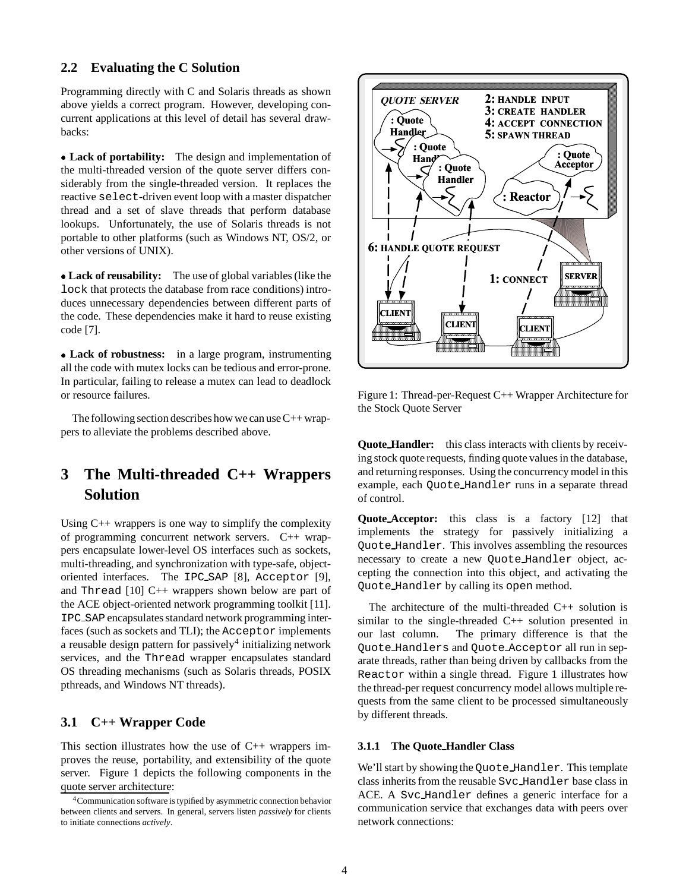### 2.2 Evaluating the C Solution

Programming directly with C and Solaris threads as shown above yields a correct program. However, developing concurrent applications at this level of detail has several drawbacks:

- **Lack of portability:** The design and implementation of the multi-threaded version of the quote server differs considerably from the single-threaded version. It replaces the reactive `select`-driven event loop with a master dispatcher thread and a set of slave threads that perform database lookups. Unfortunately, the use of Solaris threads is not portable to other platforms (such as Windows NT, OS/2, or other versions of UNIX).

- **Lack of reusability:** The use of global variables (like the `lock` that protects the database from race conditions) introduces unnecessary dependencies between different parts of the code. These dependencies make it hard to reuse existing code [7].

- **Lack of robustness:** in a large program, instrumenting all the code with mutex locks can be tedious and error-prone. In particular, failing to release a mutex can lead to deadlock or resource failures.

The following section describes how we can use C++ wrappers to alleviate the problems described above.

## 3 The Multi-threaded C++ Wrappers Solution

Using C++ wrappers is one way to simplify the complexity of programming concurrent network servers. C++ wrappers encapsulate lower-level OS interfaces such as sockets, multi-threading, and synchronization with type-safe, object-oriented interfaces. The `IPC_SAP` [8], `Acceptor` [9], and `Thread` [10] C++ wrappers shown below are part of the ACE object-oriented network programming toolkit [11]. `IPC_SAP` encapsulates standard network programming interfaces (such as sockets and TLI); the `Acceptor` implements a reusable design pattern for passively[4] initializing network services, and the `Thread` wrapper encapsulates standard OS threading mechanisms (such as Solaris threads, POSIX pthreads, and Windows NT threads).

### 3.1 C++ Wrapper Code

This section illustrates how the use of C++ wrappers improves the reuse, portability, and extensibility of the quote server. Figure 1 depicts the following components in the quote server architecture:

[4] Communication software is typified by asymmetric connection behavior between clients and servers. In general, servers listen *passively* for clients to initiate connections *actively*.

Figure 1: Thread-per-Request C++ Wrapper Architecture for the Stock Quote Server

**Quote_Handler:** this class interacts with clients by receiving stock quote requests, finding quote values in the database, and returning responses. Using the concurrency model in this example, each `Quote_Handler` runs in a separate thread of control.

**Quote_Acceptor:** this class is a factory [12] that implements the strategy for passively initializing a `Quote_Handler`. This involves assembling the resources necessary to create a new `Quote_Handler` object, accepting the connection into this object, and activating the `Quote_Handler` by calling its `open` method.

The architecture of the multi-threaded C++ solution is similar to the single-threaded C++ solution presented in our last column. The primary difference is that the `Quote_Handlers` and `Quote_Acceptor` all run in separate threads, rather than being driven by callbacks from the `Reactor` within a single thread. Figure 1 illustrates how the thread-per request concurrency model allows multiple requests from the same client to be processed simultaneously by different threads.

#### 3.1.1 The Quote_Handler Class

We'll start by showing the `Quote_Handler`. This template class inherits from the reusable `Svc_Handler` base class in ACE. A `Svc_Handler` defines a generic interface for a communication service that exchanges data with peers over network connections: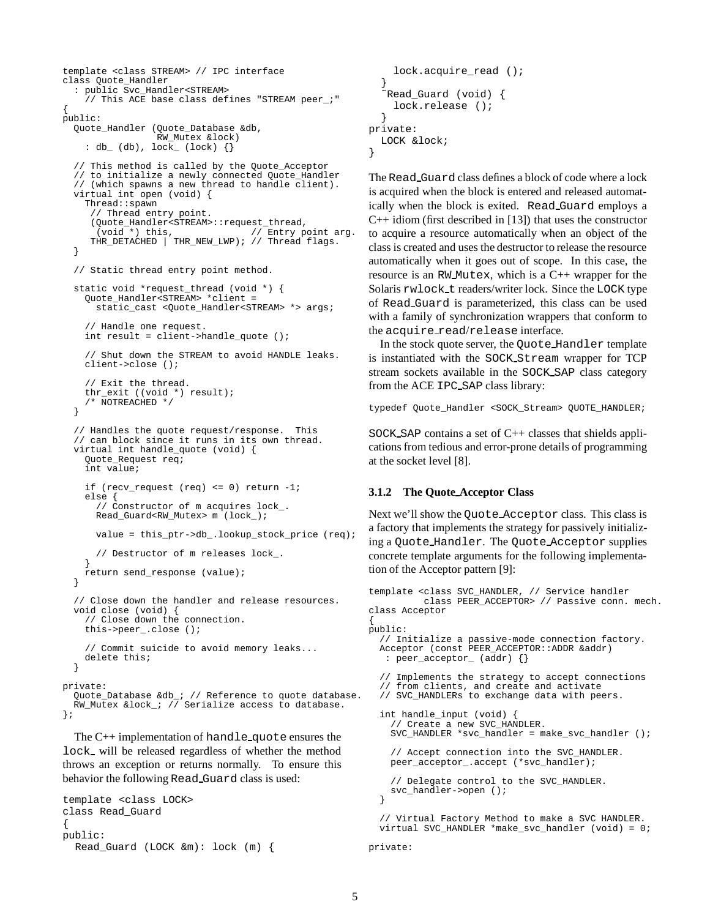```
template <class STREAM> // IPC interface
class Quote_Handler
  : public Svc_Handler<STREAM>
    // This ACE base class defines "STREAM peer_;"
{
public:
  Quote_Handler (Quote_Database &db,
                 RW_Mutex &lock)
    : db_ (db), lock_ (lock) {}

  // This method is called by the Quote_Acceptor
  // to initialize a newly connected Quote_Handler
  // (which spawns a new thread to handle client).
  virtual int open (void) {
    Thread::spawn
     // Thread entry point.
     (Quote_Handler<STREAM>::request_thread,
      (void *) this,             // Entry point arg.
     THR_DETACHED | THR_NEW_LWP); // Thread flags.
  }

  // Static thread entry point method.

  static void *request_thread (void *) {
    Quote_Handler<STREAM> *client =
      static_cast <Quote_Handler<STREAM> *> args;

    // Handle one request.
    int result = client->handle_quote ();

    // Shut down the STREAM to avoid HANDLE leaks.
    client->close ();

    // Exit the thread.
    thr_exit ((void *) result);
    /* NOTREACHED */
  }

  // Handles the quote request/response.  This
  // can block since it runs in its own thread.
  virtual int handle_quote (void) {
    Quote_Request req;
    int value;

    if (recv_request (req) <= 0) return -1;
    else {
      // Constructor of m acquires lock_.
      Read_Guard<RW_Mutex> m (lock_);

      value = this_ptr->db_.lookup_stock_price (req);

      // Destructor of m releases lock_.
    }
    return send_response (value);
  }

  // Close down the handler and release resources.
  void close (void) {
    // Close down the connection.
    this->peer_.close ();

    // Commit suicide to avoid memory leaks...
    delete this;
  }

private:
  Quote_Database &db_; // Reference to quote database.
  RW_Mutex &lock_; // Serialize access to database.
};
```

The C++ implementation of `handle_quote` ensures the `lock_` will be released regardless of whether the method throws an exception or returns normally. To ensure this behavior the following `Read_Guard` class is used:

```
template <class LOCK>
class Read_Guard
{
public:
  Read_Guard (LOCK &m): lock (m) {
    lock.acquire_read ();
  }
  ~Read_Guard (void) {
    lock.release ();
  }
private:
  LOCK &lock;
}
```

The `Read_Guard` class defines a block of code where a lock is acquired when the block is entered and released automatically when the block is exited. `Read_Guard` employs a C++ idiom (first described in [13]) that uses the constructor to acquire a resource automatically when an object of the class is created and uses the destructor to release the resource automatically when it goes out of scope. In this case, the resource is an `RW_Mutex`, which is a C++ wrapper for the Solaris `rwlock_t` readers/writer lock. Since the `LOCK` type of `Read_Guard` is parameterized, this class can be used with a family of synchronization wrappers that conform to the `acquire_read`/`release` interface.

In the stock quote server, the `Quote_Handler` template is instantiated with the `SOCK_Stream` wrapper for TCP stream sockets available in the `SOCK_SAP` class category from the ACE `IPC_SAP` class library:

```
typedef Quote_Handler <SOCK_Stream> QUOTE_HANDLER;
```

`SOCK_SAP` contains a set of C++ classes that shields applications from tedious and error-prone details of programming at the socket level [8].

#### 3.1.2 The Quote_Acceptor Class

Next we'll show the `Quote_Acceptor` class. This class is a factory that implements the strategy for passively initializing a `Quote_Handler`. The `Quote_Acceptor` supplies concrete template arguments for the following implementation of the Acceptor pattern [9]:

```
template <class SVC_HANDLER, // Service handler
          class PEER_ACCEPTOR> // Passive conn. mech.
class Acceptor
{
public:
  // Initialize a passive-mode connection factory.
  Acceptor (const PEER_ACCEPTOR::ADDR &addr)
   : peer_acceptor_ (addr) {}

  // Implements the strategy to accept connections
  // from clients, and create and activate
  // SVC_HANDLERs to exchange data with peers.

  int handle_input (void) {
    // Create a new SVC_HANDLER.
    SVC_HANDLER *svc_handler = make_svc_handler ();

    // Accept connection into the SVC_HANDLER.
    peer_acceptor_.accept (*svc_handler);

    // Delegate control to the SVC_HANDLER.
    svc_handler->open ();
  }

  // Virtual Factory Method to make a SVC HANDLER.
  virtual SVC_HANDLER *make_svc_handler (void) = 0;

private:
```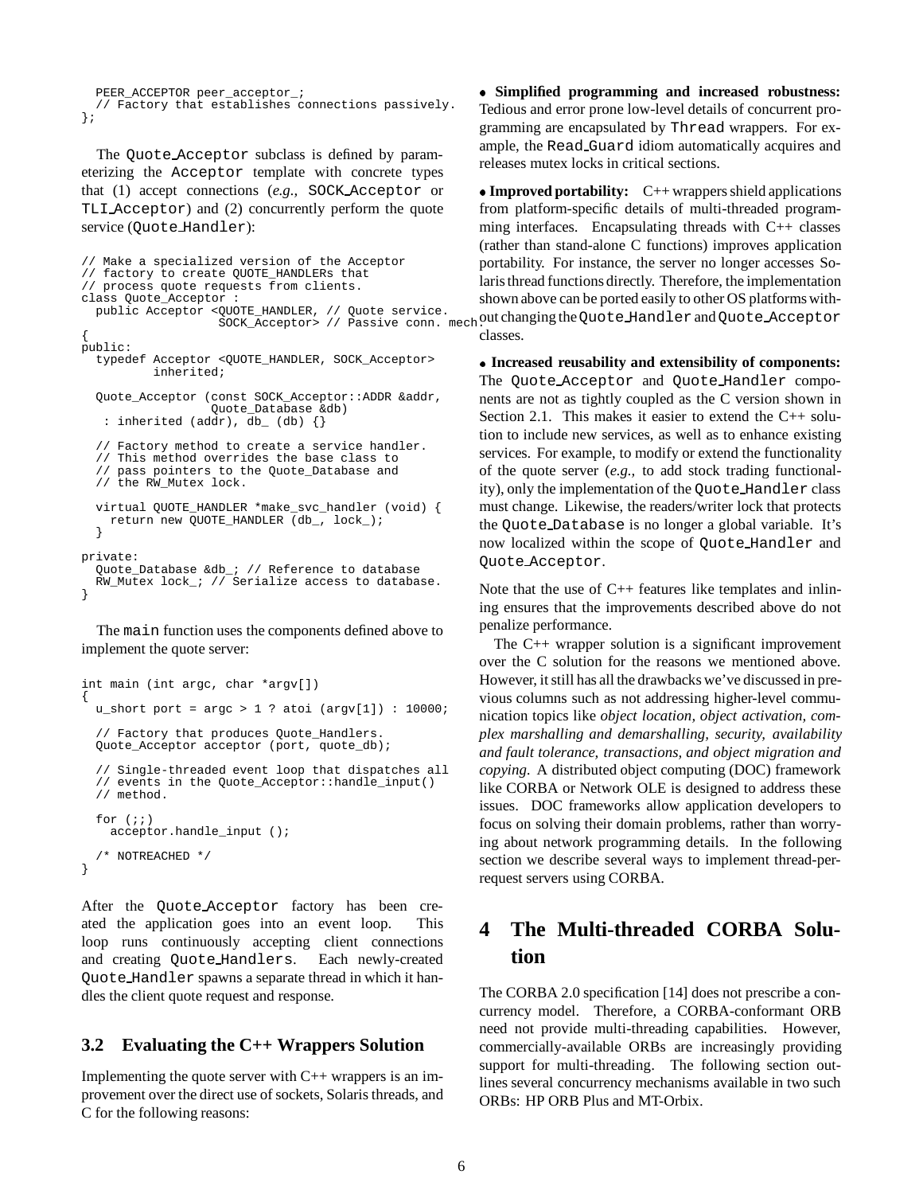```
  PEER_ACCEPTOR peer_acceptor_;
  // Factory that establishes connections passively.
};
```

The Quote_Acceptor subclass is defined by parameterizing the Acceptor template with concrete types that (1) accept connections (*e.g.,* SOCK_Acceptor or TLI_Acceptor) and (2) concurrently perform the quote service (Quote_Handler):

```
// Make a specialized version of the Acceptor
// factory to create QUOTE_HANDLERs that
// process quote requests from clients.
class Quote_Acceptor :
  public Acceptor <QUOTE_HANDLER, // Quote service.
                   SOCK_Acceptor> // Passive conn. mech.
{
public:
  typedef Acceptor <QUOTE_HANDLER, SOCK_Acceptor>
          inherited;

  Quote_Acceptor (const SOCK_Acceptor::ADDR &addr,
                  Quote_Database &db)
   : inherited (addr), db_ (db) {}

  // Factory method to create a service handler.
  // This method overrides the base class to
  // pass pointers to the Quote_Database and
  // the RW_Mutex lock.

  virtual QUOTE_HANDLER *make_svc_handler (void) {
    return new QUOTE_HANDLER (db_, lock_);
  }

private:
  Quote_Database &db_; // Reference to database
  RW_Mutex lock_; // Serialize access to database.
}
```

The main function uses the components defined above to implement the quote server:

```
int main (int argc, char *argv[])
{
  u_short port = argc > 1 ? atoi (argv[1]) : 10000;

  // Factory that produces Quote_Handlers.
  Quote_Acceptor acceptor (port, quote_db);

  // Single-threaded event loop that dispatches all
  // events in the Quote_Acceptor::handle_input()
  // method.

  for (;;)
    acceptor.handle_input ();

  /* NOTREACHED */
}
```

After the Quote_Acceptor factory has been created the application goes into an event loop. This loop runs continuously accepting client connections and creating Quote_Handlers. Each newly-created Quote_Handler spawns a separate thread in which it handles the client quote request and response.

### 3.2 Evaluating the C++ Wrappers Solution

Implementing the quote server with C++ wrappers is an improvement over the direct use of sockets, Solaris threads, and C for the following reasons:

- **Simplified programming and increased robustness:** Tedious and error prone low-level details of concurrent programming are encapsulated by Thread wrappers. For example, the Read_Guard idiom automatically acquires and releases mutex locks in critical sections.

- **Improved portability:** C++ wrappers shield applications from platform-specific details of multi-threaded programming interfaces. Encapsulating threads with C++ classes (rather than stand-alone C functions) improves application portability. For instance, the server no longer accesses Solaris thread functions directly. Therefore, the implementation shown above can be ported easily to other OS platforms without changing the Quote_Handler and Quote_Acceptor classes.

- **Increased reusability and extensibility of components:** The Quote_Acceptor and Quote_Handler components are not as tightly coupled as the C version shown in Section 2.1. This makes it easier to extend the C++ solution to include new services, as well as to enhance existing services. For example, to modify or extend the functionality of the quote server (*e.g.,* to add stock trading functionality), only the implementation of the Quote_Handler class must change. Likewise, the readers/writer lock that protects the Quote_Database is no longer a global variable. It's now localized within the scope of Quote_Handler and Quote_Acceptor.

Note that the use of C++ features like templates and inlining ensures that the improvements described above do not penalize performance.

The C++ wrapper solution is a significant improvement over the C solution for the reasons we mentioned above. However, it still has all the drawbacks we've discussed in previous columns such as not addressing higher-level communication topics like *object location, object activation, complex marshalling and demarshalling, security, availability and fault tolerance, transactions, and object migration and copying.* A distributed object computing (DOC) framework like CORBA or Network OLE is designed to address these issues. DOC frameworks allow application developers to focus on solving their domain problems, rather than worrying about network programming details. In the following section we describe several ways to implement thread-per-request servers using CORBA.

## 4 The Multi-threaded CORBA Solution

The CORBA 2.0 specification [14] does not prescribe a concurrency model. Therefore, a CORBA-conformant ORB need not provide multi-threading capabilities. However, commercially-available ORBs are increasingly providing support for multi-threading. The following section outlines several concurrency mechanisms available in two such ORBs: HP ORB Plus and MT-Orbix.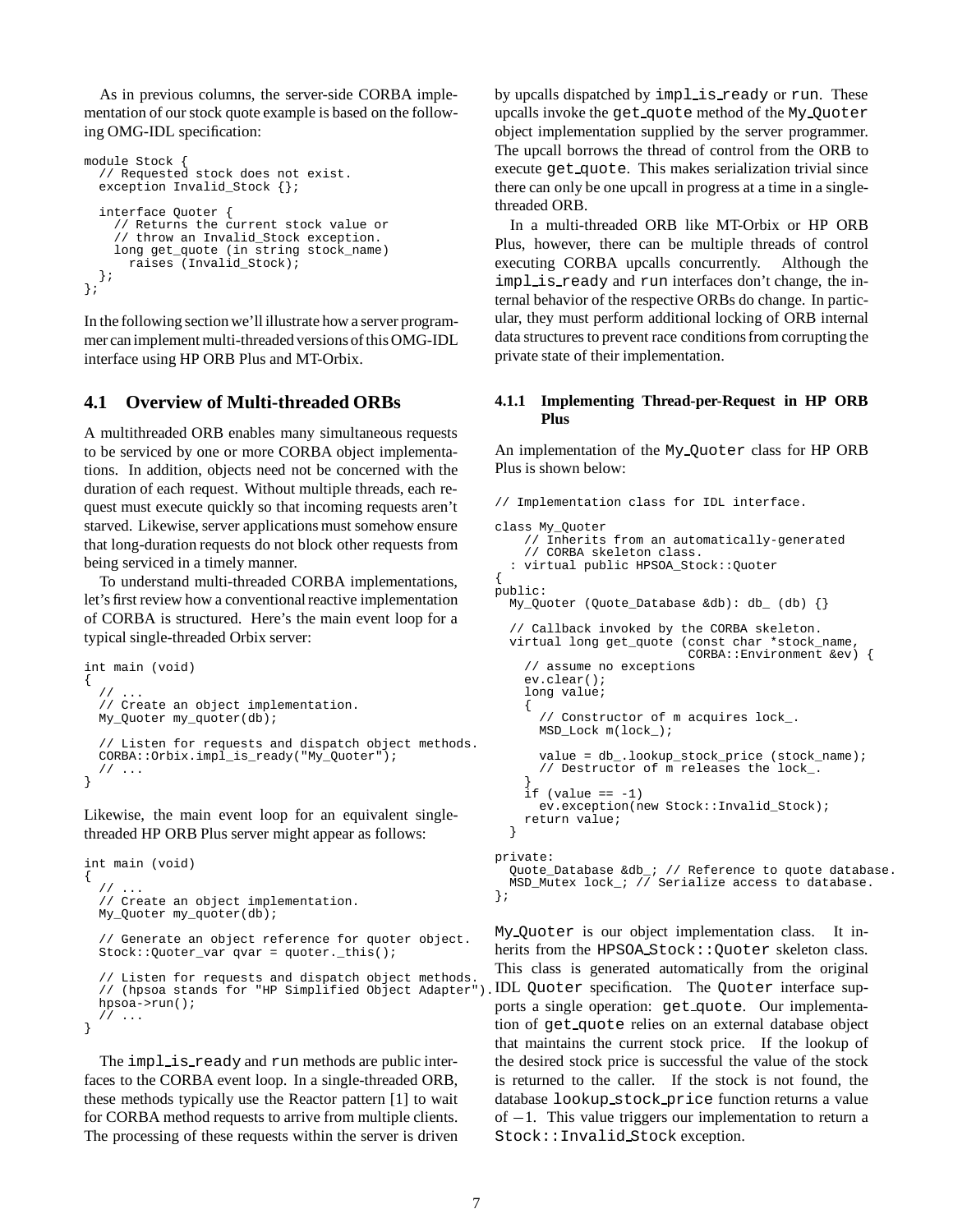As in previous columns, the server-side CORBA implementation of our stock quote example is based on the following OMG-IDL specification:

```
module Stock {
  // Requested stock does not exist.
  exception Invalid_Stock {};

  interface Quoter {
    // Returns the current stock value or
    // throw an Invalid_Stock exception.
    long get_quote (in string stock_name)
      raises (Invalid_Stock);
  };
};
```

In the following section we'll illustrate how a server programmer can implement multi-threaded versions of this OMG-IDL interface using HP ORB Plus and MT-Orbix.

## 4.1 Overview of Multi-threaded ORBs

A multithreaded ORB enables many simultaneous requests to be serviced by one or more CORBA object implementations. In addition, objects need not be concerned with the duration of each request. Without multiple threads, each request must execute quickly so that incoming requests aren't starved. Likewise, server applications must somehow ensure that long-duration requests do not block other requests from being serviced in a timely manner.

To understand multi-threaded CORBA implementations, let's first review how a conventional reactive implementation of CORBA is structured. Here's the main event loop for a typical single-threaded Orbix server:

```
int main (void)
{
  // ...
  // Create an object implementation.
  My_Quoter my_quoter(db);

  // Listen for requests and dispatch object methods.
  CORBA::Orbix.impl_is_ready("My_Quoter");
  // ...
}
```

Likewise, the main event loop for an equivalent single-threaded HP ORB Plus server might appear as follows:

```
int main (void)
{
  // ...
  // Create an object implementation.
  My_Quoter my_quoter(db);

  // Generate an object reference for quoter object.
  Stock::Quoter_var qvar = quoter._this();

  // Listen for requests and dispatch object methods.
  // (hpsoa stands for "HP Simplified Object Adapter").
  hpsoa->run();
  // ...
}
```

The `impl_is_ready` and `run` methods are public interfaces to the CORBA event loop. In a single-threaded ORB, these methods typically use the Reactor pattern [1] to wait for CORBA method requests to arrive from multiple clients. The processing of these requests within the server is driven by upcalls dispatched by `impl_is_ready` or `run`. These upcalls invoke the `get_quote` method of the `My_Quoter` object implementation supplied by the server programmer. The upcall borrows the thread of control from the ORB to execute `get_quote`. This makes serialization trivial since there can only be one upcall in progress at a time in a single-threaded ORB.

In a multi-threaded ORB like MT-Orbix or HP ORB Plus, however, there can be multiple threads of control executing CORBA upcalls concurrently. Although the `impl_is_ready` and `run` interfaces don't change, the internal behavior of the respective ORBs do change. In particular, they must perform additional locking of ORB internal data structures to prevent race conditions from corrupting the private state of their implementation.

### 4.1.1 Implementing Thread-per-Request in HP ORB Plus

An implementation of the `My_Quoter` class for HP ORB Plus is shown below:

```
// Implementation class for IDL interface.

class My_Quoter
    // Inherits from an automatically-generated
    // CORBA skeleton class.
  : virtual public HPSOA_Stock::Quoter
{
public:
  My_Quoter (Quote_Database &db): db_ (db) {}

  // Callback invoked by the CORBA skeleton.
  virtual long get_quote (const char *stock_name,
                          CORBA::Environment &ev) {
    // assume no exceptions
    ev.clear();
    long value;
    {
      // Constructor of m acquires lock_.
      MSD_Lock m(lock_);

      value = db_.lookup_stock_price (stock_name);
      // Destructor of m releases the lock_.
    }
    if (value == -1)
      ev.exception(new Stock::Invalid_Stock);
    return value;
  }

private:
  Quote_Database &db_; // Reference to quote database.
  MSD_Mutex lock_; // Serialize access to database.
};
```

`My_Quoter` is our object implementation class. It inherits from the `HPSOA_Stock::Quoter` skeleton class. This class is generated automatically from the original IDL `Quoter` specification. The `Quoter` interface supports a single operation: `get_quote`. Our implementation of `get_quote` relies on an external database object that maintains the current stock price. If the lookup of the desired stock price is successful the value of the stock is returned to the caller. If the stock is not found, the database `lookup_stock_price` function returns a value of $-1$. This value triggers our implementation to return a `Stock::Invalid_Stock` exception.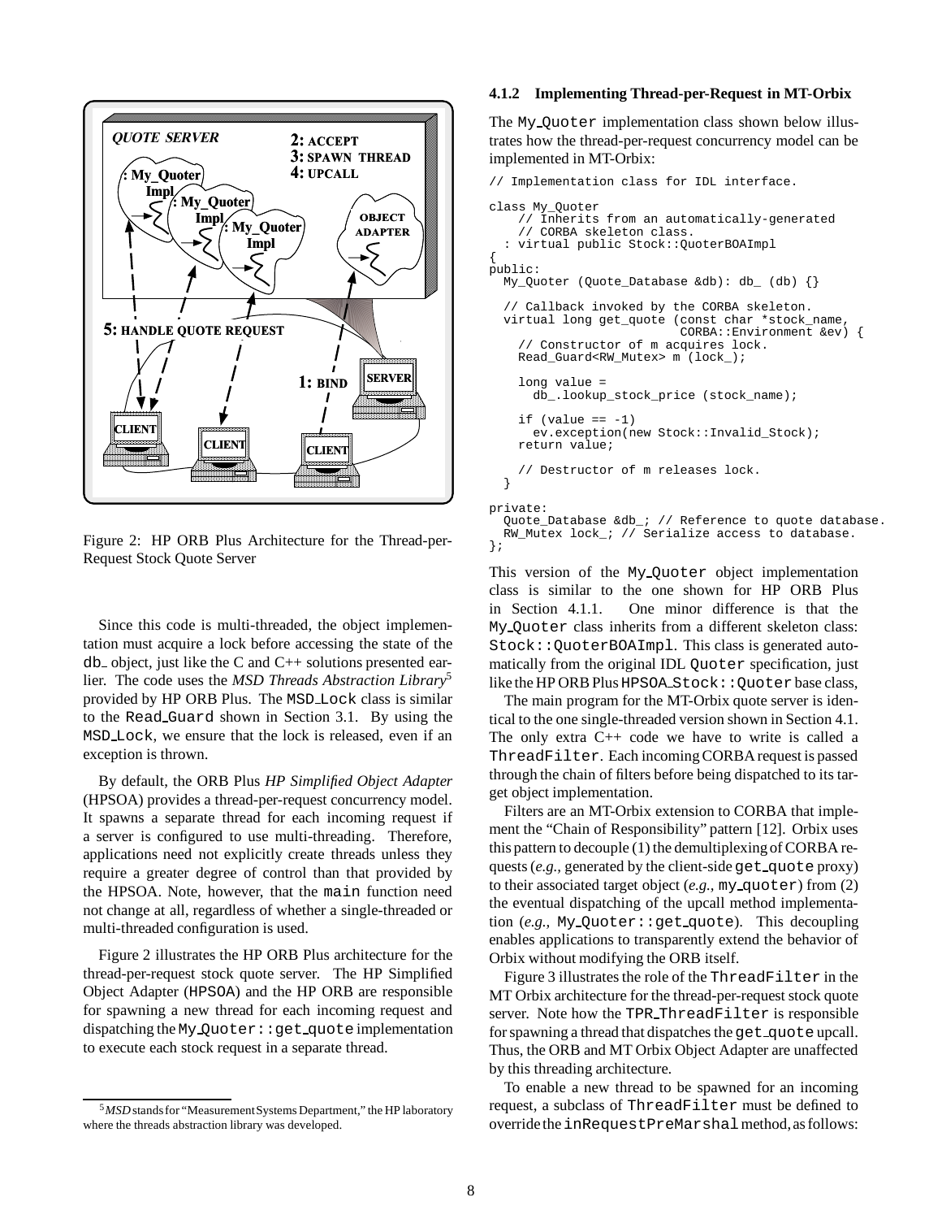Figure 2: HP ORB Plus Architecture for the Thread-per-Request Stock Quote Server

Since this code is multi-threaded, the object implementation must acquire a lock before accessing the state of the `db_` object, just like the C and C++ solutions presented earlier. The code uses the *MSD Threads Abstraction Library*[5] provided by HP ORB Plus. The `MSD_Lock` class is similar to the `Read_Guard` shown in Section 3.1. By using the `MSD_Lock`, we ensure that the lock is released, even if an exception is thrown.

By default, the ORB Plus *HP Simplified Object Adapter* (HPSOA) provides a thread-per-request concurrency model. It spawns a separate thread for each incoming request if a server is configured to use multi-threading. Therefore, applications need not explicitly create threads unless they require a greater degree of control than that provided by the HPSOA. Note, however, that the `main` function need not change at all, regardless of whether a single-threaded or multi-threaded configuration is used.

Figure 2 illustrates the HP ORB Plus architecture for the thread-per-request stock quote server. The HP Simplified Object Adapter (`HPSOA`) and the HP ORB are responsible for spawning a new thread for each incoming request and dispatching the `My_Quoter::get_quote` implementation to execute each stock request in a separate thread.

[5] *MSD* stands for "Measurement Systems Department," the HP laboratory where the threads abstraction library was developed.

#### 4.1.2 Implementing Thread-per-Request in MT-Orbix

The `My_Quoter` implementation class shown below illustrates how the thread-per-request concurrency model can be implemented in MT-Orbix:

```
// Implementation class for IDL interface.

class My_Quoter
    // Inherits from an automatically-generated
    // CORBA skeleton class.
  : virtual public Stock::QuoterBOAImpl
{
public:
  My_Quoter (Quote_Database &db): db_ (db) {}

  // Callback invoked by the CORBA skeleton.
  virtual long get_quote (const char *stock_name,
                          CORBA::Environment &ev) {
    // Constructor of m acquires lock.
    Read_Guard<RW_Mutex> m (lock_);

    long value =
      db_.lookup_stock_price (stock_name);

    if (value == -1)
      ev.exception(new Stock::Invalid_Stock);
    return value;

    // Destructor of m releases lock.
  }

private:
  Quote_Database &db_; // Reference to quote database.
  RW_Mutex lock_; // Serialize access to database.
};
```

This version of the `My_Quoter` object implementation class is similar to the one shown for HP ORB Plus in Section 4.1.1. One minor difference is that the `My_Quoter` class inherits from a different skeleton class: `Stock::QuoterBOAImpl`. This class is generated automatically from the original IDL `Quoter` specification, just like the HP ORB Plus `HPSOA_Stock::Quoter` base class,

The main program for the MT-Orbix quote server is identical to the one single-threaded version shown in Section 4.1. The only extra C++ code we have to write is called a `ThreadFilter`. Each incoming CORBA request is passed through the chain of filters before being dispatched to its target object implementation.

Filters are an MT-Orbix extension to CORBA that implement the "Chain of Responsibility" pattern [12]. Orbix uses this pattern to decouple (1) the demultiplexing of CORBA requests (*e.g.,* generated by the client-side `get_quote` proxy) to their associated target object (*e.g.,* `my_quoter`) from (2) the eventual dispatching of the upcall method implementation (*e.g.,* `My_Quoter::get_quote`). This decoupling enables applications to transparently extend the behavior of Orbix without modifying the ORB itself.

Figure 3 illustrates the role of the `ThreadFilter` in the MT Orbix architecture for the thread-per-request stock quote server. Note how the `TPR_ThreadFilter` is responsible for spawning a thread that dispatches the `get_quote` upcall. Thus, the ORB and MT Orbix Object Adapter are unaffected by this threading architecture.

To enable a new thread to be spawned for an incoming request, a subclass of `ThreadFilter` must be defined to override the `inRequestPreMarshal` method, as follows: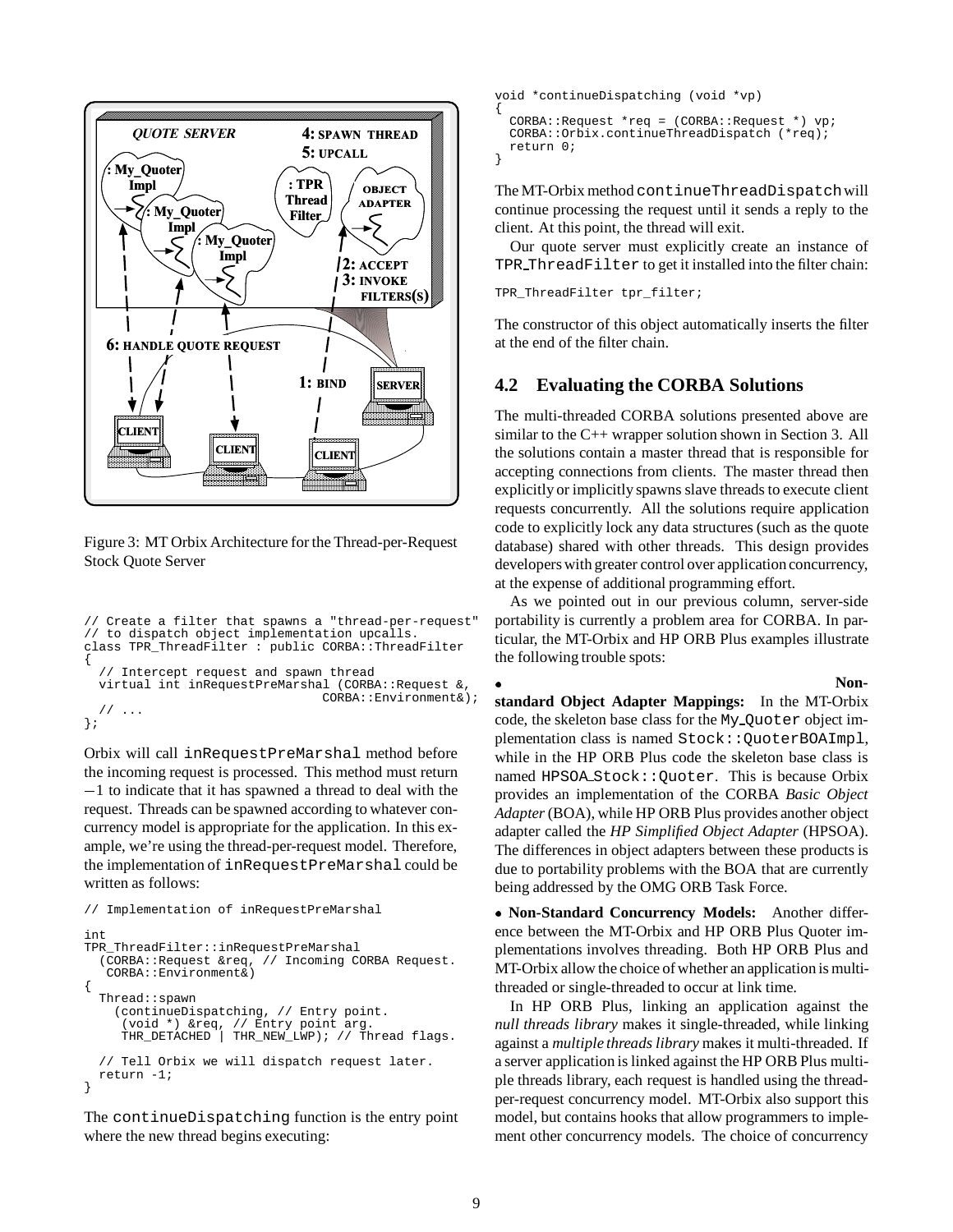Figure 3: MT Orbix Architecture for the Thread-per-Request Stock Quote Server

```
// Create a filter that spawns a "thread-per-request"
// to dispatch object implementation upcalls.
class TPR_ThreadFilter : public CORBA::ThreadFilter
{
  // Intercept request and spawn thread
  virtual int inRequestPreMarshal (CORBA::Request &,
                                   CORBA::Environment&);
  // ...
};
```

Orbix will call `inRequestPreMarshal` method before the incoming request is processed. This method must return $-1$ to indicate that it has spawned a thread to deal with the request. Threads can be spawned according to whatever concurrency model is appropriate for the application. In this example, we're using the thread-per-request model. Therefore, the implementation of `inRequestPreMarshal` could be written as follows:

```
// Implementation of inRequestPreMarshal

int
TPR_ThreadFilter::inRequestPreMarshal
  (CORBA::Request &req, // Incoming CORBA Request.
   CORBA::Environment&)
{
  Thread::spawn
    (continueDispatching, // Entry point.
     (void *) &req, // Entry point arg.
     THR_DETACHED | THR_NEW_LWP); // Thread flags.

  // Tell Orbix we will dispatch request later.
  return -1;
}
```

The `continueDispatching` function is the entry point where the new thread begins executing:

```
void *continueDispatching (void *vp)
{
  CORBA::Request *req = (CORBA::Request *) vp;
  CORBA::Orbix.continueThreadDispatch (*req);
  return 0;
}
```

The MT-Orbix method `continueThreadDispatch` will continue processing the request until it sends a reply to the client. At this point, the thread will exit.

Our quote server must explicitly create an instance of `TPR_ThreadFilter` to get it installed into the filter chain:

```
TPR_ThreadFilter tpr_filter;
```

The constructor of this object automatically inserts the filter at the end of the filter chain.

## 4.2 Evaluating the CORBA Solutions

The multi-threaded CORBA solutions presented above are similar to the C++ wrapper solution shown in Section 3. All the solutions contain a master thread that is responsible for accepting connections from clients. The master thread then explicitly or implicitly spawns slave threads to execute client requests concurrently. All the solutions require application code to explicitly lock any data structures (such as the quote database) shared with other threads. This design provides developers with greater control over application concurrency, at the expense of additional programming effort.

As we pointed out in our previous column, server-side portability is currently a problem area for CORBA. In particular, the MT-Orbix and HP ORB Plus examples illustrate the following trouble spots:

- **Non-standard Object Adapter Mappings:** In the MT-Orbix code, the skeleton base class for the `My_Quoter` object implementation class is named `Stock::QuoterBOAImpl`, while in the HP ORB Plus code the skeleton base class is named `HPSOA_Stock::Quoter`. This is because Orbix provides an implementation of the CORBA *Basic Object Adapter* (BOA), while HP ORB Plus provides another object adapter called the *HP Simplified Object Adapter* (HPSOA). The differences in object adapters between these products is due to portability problems with the BOA that are currently being addressed by the OMG ORB Task Force.

- **Non-Standard Concurrency Models:** Another difference between the MT-Orbix and HP ORB Plus Quoter implementations involves threading. Both HP ORB Plus and MT-Orbix allow the choice of whether an application is multi-threaded or single-threaded to occur at link time.

In HP ORB Plus, linking an application against the *null threads library* makes it single-threaded, while linking against a *multiple threads library* makes it multi-threaded. If a server application is linked against the HP ORB Plus multiple threads library, each request is handled using the thread-per-request concurrency model. MT-Orbix also support this model, but contains hooks that allow programmers to implement other concurrency models. The choice of concurrency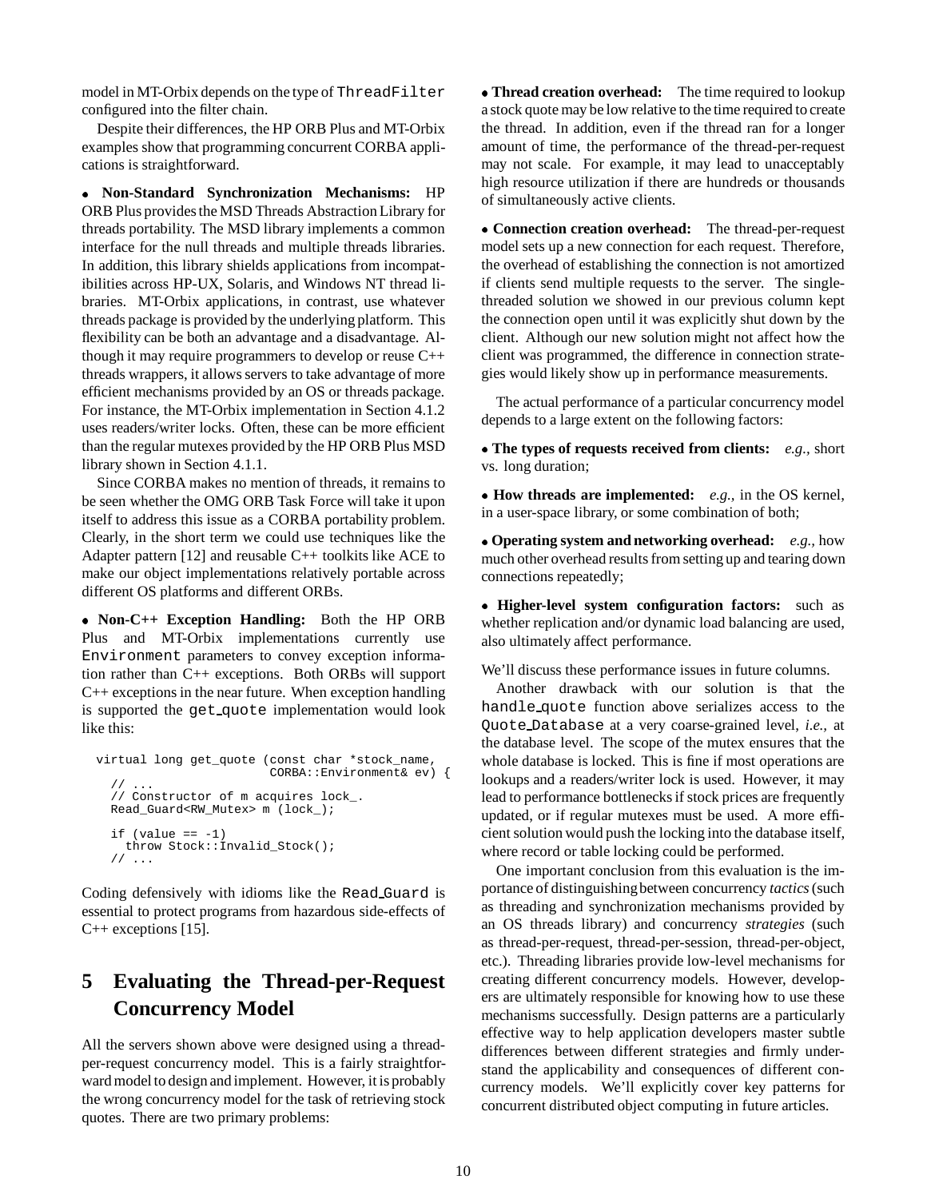model in MT-Orbix depends on the type of ThreadFilter configured into the filter chain.

Despite their differences, the HP ORB Plus and MT-Orbix examples show that programming concurrent CORBA applications is straightforward.

- **Non-Standard Synchronization Mechanisms:** HP ORB Plus provides the MSD Threads Abstraction Library for threads portability. The MSD library implements a common interface for the null threads and multiple threads libraries. In addition, this library shields applications from incompatibilities across HP-UX, Solaris, and Windows NT thread libraries. MT-Orbix applications, in contrast, use whatever threads package is provided by the underlying platform. This flexibility can be both an advantage and a disadvantage. Although it may require programmers to develop or reuse C++ threads wrappers, it allows servers to take advantage of more efficient mechanisms provided by an OS or threads package. For instance, the MT-Orbix implementation in Section 4.1.2 uses readers/writer locks. Often, these can be more efficient than the regular mutexes provided by the HP ORB Plus MSD library shown in Section 4.1.1.

Since CORBA makes no mention of threads, it remains to be seen whether the OMG ORB Task Force will take it upon itself to address this issue as a CORBA portability problem. Clearly, in the short term we could use techniques like the Adapter pattern [12] and reusable C++ toolkits like ACE to make our object implementations relatively portable across different OS platforms and different ORBs.

- **Non-C++ Exception Handling:** Both the HP ORB Plus and MT-Orbix implementations currently use Environment parameters to convey exception information rather than C++ exceptions. Both ORBs will support C++ exceptions in the near future. When exception handling is supported the get_quote implementation would look like this:

```
virtual long get_quote (const char *stock_name,
                        CORBA::Environment& ev) {
  // ...
  // Constructor of m acquires lock_.
  Read_Guard<RW_Mutex> m (lock_);

  if (value == -1)
    throw Stock::Invalid_Stock();
  // ...
```

Coding defensively with idioms like the Read_Guard is essential to protect programs from hazardous side-effects of C++ exceptions [15].

# 5 Evaluating the Thread-per-Request Concurrency Model

All the servers shown above were designed using a thread-per-request concurrency model. This is a fairly straightforward model to design and implement. However, it is probably the wrong concurrency model for the task of retrieving stock quotes. There are two primary problems:

- **Thread creation overhead:** The time required to lookup a stock quote may be low relative to the time required to create the thread. In addition, even if the thread ran for a longer amount of time, the performance of the thread-per-request may not scale. For example, it may lead to unacceptably high resource utilization if there are hundreds or thousands of simultaneously active clients.

- **Connection creation overhead:** The thread-per-request model sets up a new connection for each request. Therefore, the overhead of establishing the connection is not amortized if clients send multiple requests to the server. The single-threaded solution we showed in our previous column kept the connection open until it was explicitly shut down by the client. Although our new solution might not affect how the client was programmed, the difference in connection strategies would likely show up in performance measurements.

The actual performance of a particular concurrency model depends to a large extent on the following factors:

- **The types of requests received from clients:** *e.g.,* short vs. long duration;

- **How threads are implemented:** *e.g.,* in the OS kernel, in a user-space library, or some combination of both;

- **Operating system and networking overhead:** *e.g.,* how much other overhead results from setting up and tearing down connections repeatedly;

- **Higher-level system configuration factors:** such as whether replication and/or dynamic load balancing are used, also ultimately affect performance.

We'll discuss these performance issues in future columns.

Another drawback with our solution is that the handle_quote function above serializes access to the Quote_Database at a very coarse-grained level, *i.e.,* at the database level. The scope of the mutex ensures that the whole database is locked. This is fine if most operations are lookups and a readers/writer lock is used. However, it may lead to performance bottlenecks if stock prices are frequently updated, or if regular mutexes must be used. A more efficient solution would push the locking into the database itself, where record or table locking could be performed.

One important conclusion from this evaluation is the importance of distinguishing between concurrency *tactics* (such as threading and synchronization mechanisms provided by an OS threads library) and concurrency *strategies* (such as thread-per-request, thread-per-session, thread-per-object, etc.). Threading libraries provide low-level mechanisms for creating different concurrency models. However, developers are ultimately responsible for knowing how to use these mechanisms successfully. Design patterns are a particularly effective way to help application developers master subtle differences between different strategies and firmly understand the applicability and consequences of different concurrency models. We'll explicitly cover key patterns for concurrent distributed object computing in future articles.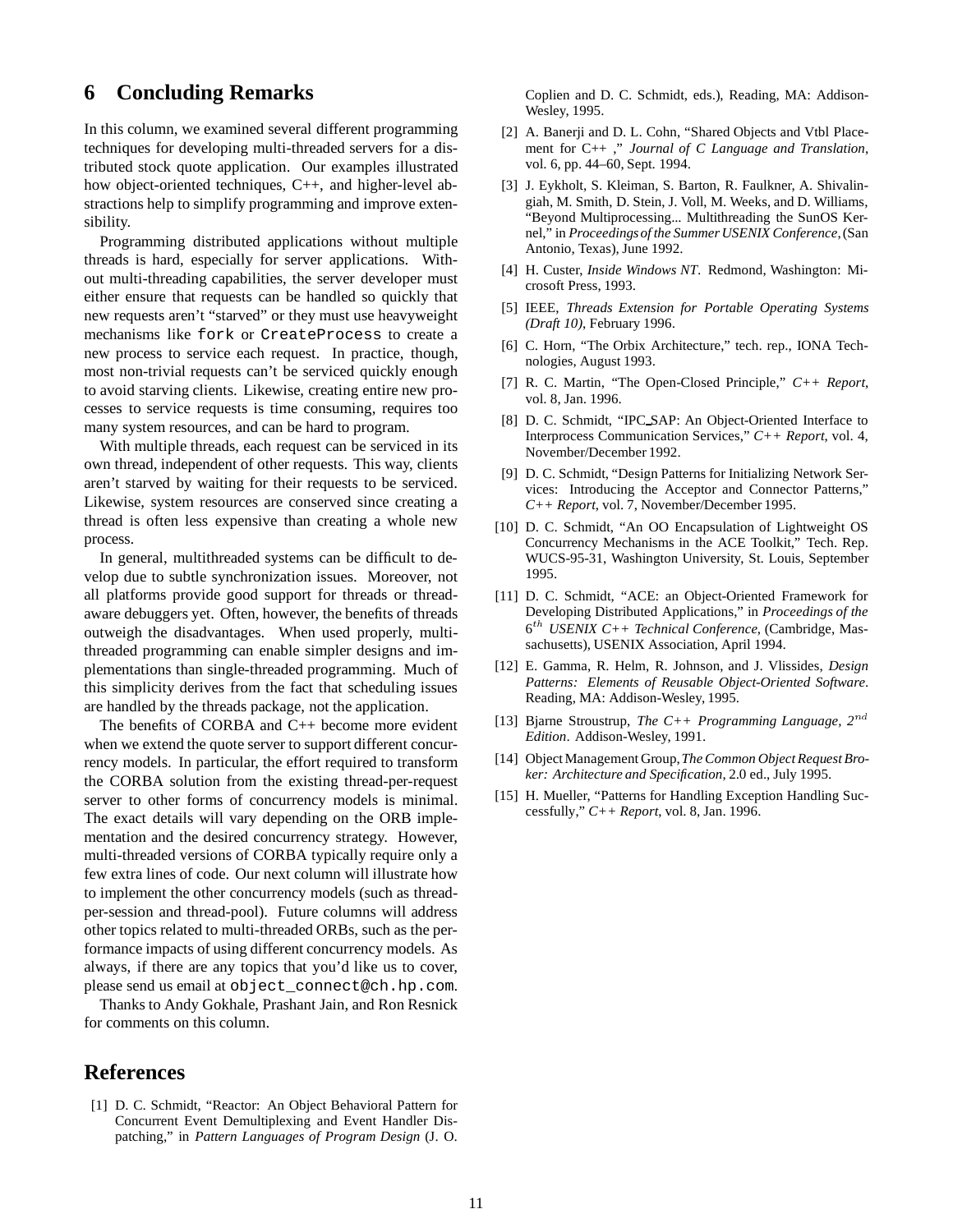## 6 Concluding Remarks

In this column, we examined several different programming techniques for developing multi-threaded servers for a distributed stock quote application. Our examples illustrated how object-oriented techniques, C++, and higher-level abstractions help to simplify programming and improve extensibility.

Programming distributed applications without multiple threads is hard, especially for server applications. Without multi-threading capabilities, the server developer must either ensure that requests can be handled so quickly that new requests aren't "starved" or they must use heavyweight mechanisms like `fork` or `CreateProcess` to create a new process to service each request. In practice, though, most non-trivial requests can't be serviced quickly enough to avoid starving clients. Likewise, creating entire new processes to service requests is time consuming, requires too many system resources, and can be hard to program.

With multiple threads, each request can be serviced in its own thread, independent of other requests. This way, clients aren't starved by waiting for their requests to be serviced. Likewise, system resources are conserved since creating a thread is often less expensive than creating a whole new process.

In general, multithreaded systems can be difficult to develop due to subtle synchronization issues. Moreover, not all platforms provide good support for threads or thread-aware debuggers yet. Often, however, the benefits of threads outweigh the disadvantages. When used properly, multi-threaded programming can enable simpler designs and implementations than single-threaded programming. Much of this simplicity derives from the fact that scheduling issues are handled by the threads package, not the application.

The benefits of CORBA and C++ become more evident when we extend the quote server to support different concurrency models. In particular, the effort required to transform the CORBA solution from the existing thread-per-request server to other forms of concurrency models is minimal. The exact details will vary depending on the ORB implementation and the desired concurrency strategy. However, multi-threaded versions of CORBA typically require only a few extra lines of code. Our next column will illustrate how to implement the other concurrency models (such as thread-per-session and thread-pool). Future columns will address other topics related to multi-threaded ORBs, such as the performance impacts of using different concurrency models. As always, if there are any topics that you'd like us to cover, please send us email at `object_connect@ch.hp.com`.

Thanks to Andy Gokhale, Prashant Jain, and Ron Resnick for comments on this column.

## References

[1] D. C. Schmidt, "Reactor: An Object Behavioral Pattern for Concurrent Event Demultiplexing and Event Handler Dispatching," in *Pattern Languages of Program Design* (J. O. Coplien and D. C. Schmidt, eds.), Reading, MA: Addison-Wesley, 1995.

[2] A. Banerji and D. L. Cohn, "Shared Objects and Vtbl Placement for C++ ," *Journal of C Language and Translation*, vol. 6, pp. 44–60, Sept. 1994.

[3] J. Eykholt, S. Kleiman, S. Barton, R. Faulkner, A. Shivalingiah, M. Smith, D. Stein, J. Voll, M. Weeks, and D. Williams, "Beyond Multiprocessing... Multithreading the SunOS Kernel," in *Proceedings of the Summer USENIX Conference*, (San Antonio, Texas), June 1992.

[4] H. Custer, *Inside Windows NT*. Redmond, Washington: Microsoft Press, 1993.

[5] IEEE, *Threads Extension for Portable Operating Systems (Draft 10)*, February 1996.

[6] C. Horn, "The Orbix Architecture," tech. rep., IONA Technologies, August 1993.

[7] R. C. Martin, "The Open-Closed Principle," *C++ Report*, vol. 8, Jan. 1996.

[8] D. C. Schmidt, "IPC_SAP: An Object-Oriented Interface to Interprocess Communication Services," *C++ Report*, vol. 4, November/December 1992.

[9] D. C. Schmidt, "Design Patterns for Initializing Network Services: Introducing the Acceptor and Connector Patterns," *C++ Report*, vol. 7, November/December 1995.

[10] D. C. Schmidt, "An OO Encapsulation of Lightweight OS Concurrency Mechanisms in the ACE Toolkit," Tech. Rep. WUCS-95-31, Washington University, St. Louis, September 1995.

[11] D. C. Schmidt, "ACE: an Object-Oriented Framework for Developing Distributed Applications," in *Proceedings of the* $6^{th}$ *USENIX C++ Technical Conference*, (Cambridge, Massachusetts), USENIX Association, April 1994.

[12] E. Gamma, R. Helm, R. Johnson, and J. Vlissides, *Design Patterns: Elements of Reusable Object-Oriented Software*. Reading, MA: Addison-Wesley, 1995.

[13] Bjarne Stroustrup, *The C++ Programming Language,* $2^{nd}$ *Edition*. Addison-Wesley, 1991.

[14] Object Management Group, *The Common Object Request Broker: Architecture and Specification*, 2.0 ed., July 1995.

[15] H. Mueller, "Patterns for Handling Exception Handling Successfully," *C++ Report*, vol. 8, Jan. 1996.